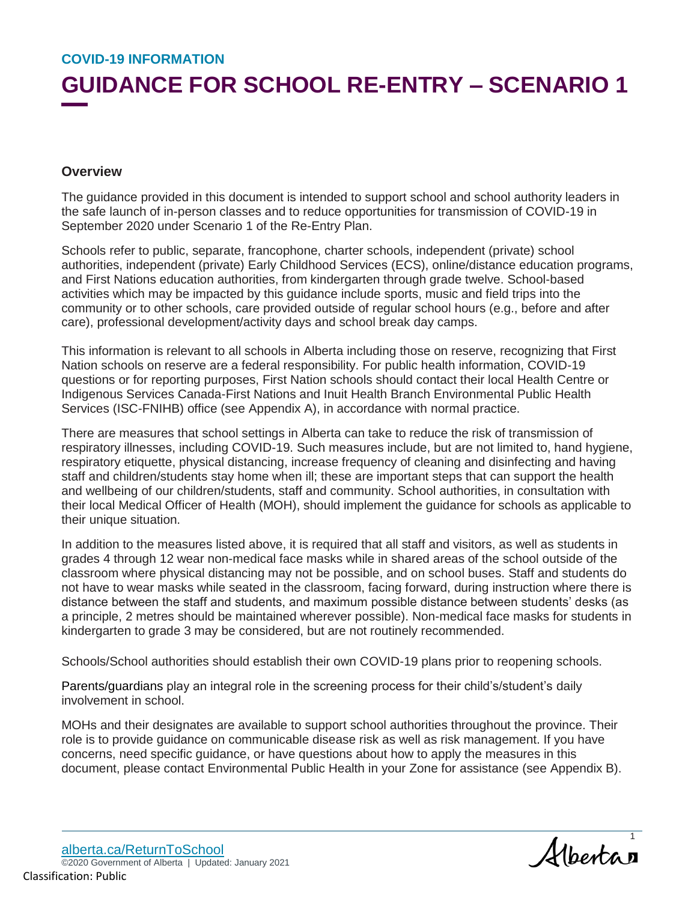COVID-19 INFORMATION

# GUIDANCE FOR SCHOOL RE-ENTRY – SCENARIO 1

## Overview

The guidance provided in this document is intended to support school and school authority leaders in the safe launch of in-person classes and to reduce opportunities for transmission of COVID-19 in September 2020 under Scenario 1 of the Re-Entry Plan.

Schools refer to public, separate, francophone, charter schools, independent (private) school authorities, independent (private) Early Childhood Services (ECS), online/distance education programs, and First Nations education authorities, from kindergarten through grade twelve. School-based activities which may be impacted by this guidance include sports, music and field trips into the community or to other schools, care provided outside of regular school hours (e.g., before and after care), professional development/activity days and school break day camps.

This information is relevant to all schools in Alberta including those on reserve, recognizing that First Nation schools on reserve are a federal responsibility. For public health information, COVID-19 questions or for reporting purposes, First Nation schools should contact their local Health Centre or Indigenous Services Canada-First Nations and Inuit Health Branch Environmental Public Health Services (ISC-FNIHB) office (see Appendix A), in accordance with normal practice.

There are measures that school settings in Alberta can take to reduce the risk of transmission of respiratory illnesses, including COVID-19. Such measures include, but are not limited to, hand hygiene, respiratory etiquette, physical distancing, increase frequency of cleaning and disinfecting and having staff and children/students stay home when ill; these are important steps that can support the health and wellbeing of our children/students, staff and community. School authorities, in consultation with their local Medical Officer of Health (MOH), should implement the guidance for schools as applicable to their unique situation.

In addition to the measures listed above, it is required that all staff and visitors, as well as students in grades 4 through 12 wear non-medical face masks while in shared areas of the school outside of the classroom where physical distancing may not be possible, and on school buses. Staff and students do not have to wear masks while seated in the classroom, facing forward, during instruction where there is distance between the staff and students, and maximum possible distance between students' desks (as a principle, 2 metres should be maintained wherever possible). Non-medical face masks for students in kindergarten to grade 3 may be considered, but are not routinely recommended.

Schools/School authorities should establish their own COVID-19 plans prior to reopening schools.

Parents/guardians play an integral role in the screening process for their child's/student's daily involvement in school.

MOHs and their designates are available to support school authorities throughout the province. Their role is to provide guidance on communicable disease risk as well as risk management. If you have concerns, need specific guidance, or have questions about how to apply the measures in this document, please contact Environmental Public Health in your Zone for assistance (see Appendix B).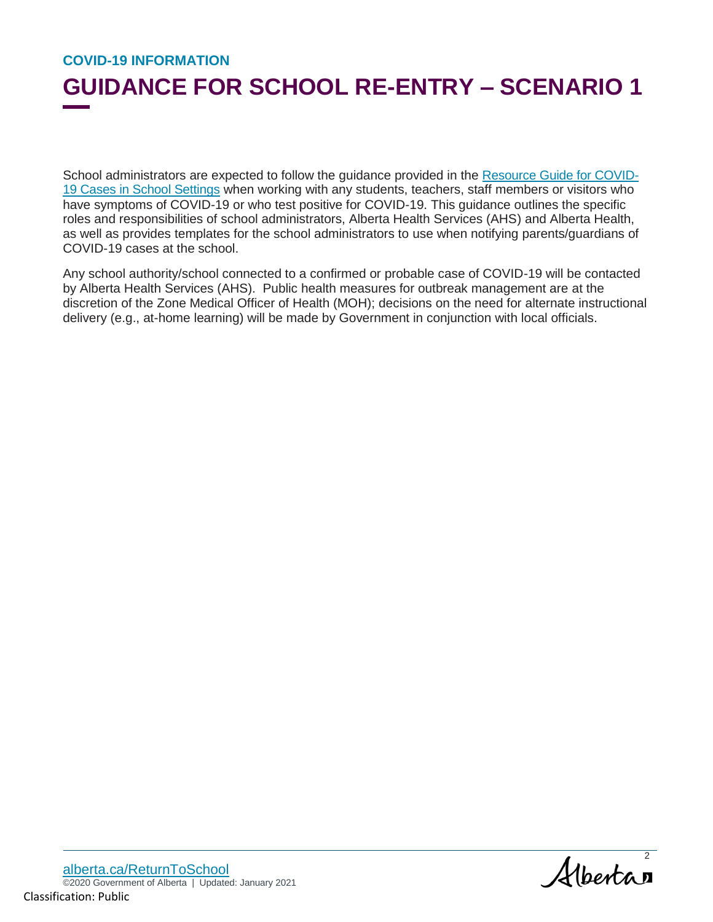COVID-19 INFORMATION

# GUIDANCE FOR SCHOOL RE-ENTRY – SCENARIO 1

School administrators are expected to follow the guidance provided in the Resource Guide for COVID-19 Cases in School Settings when working with any students, teachers, staff members or visitors who have symptoms of COVID-19 or who test positive for COVID-19. This guidance outlines the specific roles and responsibilities of school administrators, Alberta Health Services (AHS) and Alberta Health, as well as provides templates for the school administrators to use when notifying parents/guardians of COVID-19 cases at the school.

Any school authority/school connected to a confirmed or probable case of COVID-19 will be contacted by Alberta Health Services (AHS). Public health measures for outbreak management are at the discretion of the Zone Medical Officer of Health (MOH); decisions on the need for alternate instructional delivery (e.g., at-home learning) will be made by Government in conjunction with local officials.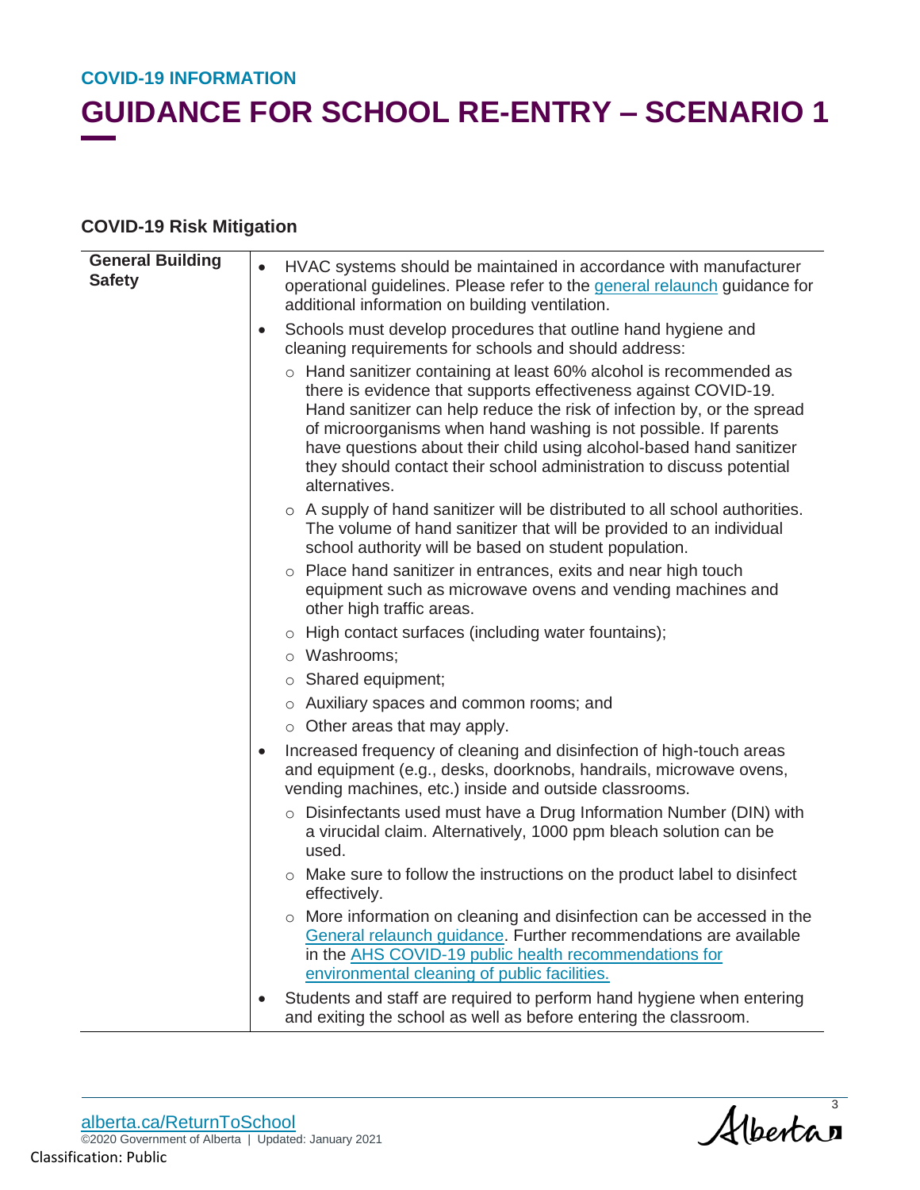## COVID-19 Risk Mitigation

| General Building Safety | |
|---|---|
| **General Building Safety** | • HVAC systems should be maintained in accordance with manufacturer operational guidelines. Please refer to the [general relaunch](#) guidance for additional information on building ventilation.<br>• Schools must develop procedures that outline hand hygiene and cleaning requirements for schools and should address:<br>  ○ Hand sanitizer containing at least 60% alcohol is recommended as there is evidence that supports effectiveness against COVID-19. Hand sanitizer can help reduce the risk of infection by, or the spread of microorganisms when hand washing is not possible. If parents have questions about their child using alcohol-based hand sanitizer they should contact their school administration to discuss potential alternatives.<br>  ○ A supply of hand sanitizer will be distributed to all school authorities. The volume of hand sanitizer that will be provided to an individual school authority will be based on student population.<br>  ○ Place hand sanitizer in entrances, exits and near high touch equipment such as microwave ovens and vending machines and other high traffic areas.<br>  ○ High contact surfaces (including water fountains);<br>  ○ Washrooms;<br>  ○ Shared equipment;<br>  ○ Auxiliary spaces and common rooms; and<br>  ○ Other areas that may apply.<br>• Increased frequency of cleaning and disinfection of high-touch areas and equipment (e.g., desks, doorknobs, handrails, microwave ovens, vending machines, etc.) inside and outside classrooms.<br>  ○ Disinfectants used must have a Drug Information Number (DIN) with a virucidal claim. Alternatively, 1000 ppm bleach solution can be used.<br>  ○ Make sure to follow the instructions on the product label to disinfect effectively.<br>  ○ More information on cleaning and disinfection can be accessed in the [General relaunch guidance](#). Further recommendations are available in the [AHS COVID-19 public health recommendations for environmental cleaning of public facilities.](#)<br>• Students and staff are required to perform hand hygiene when entering and exiting the school as well as before entering the classroom. |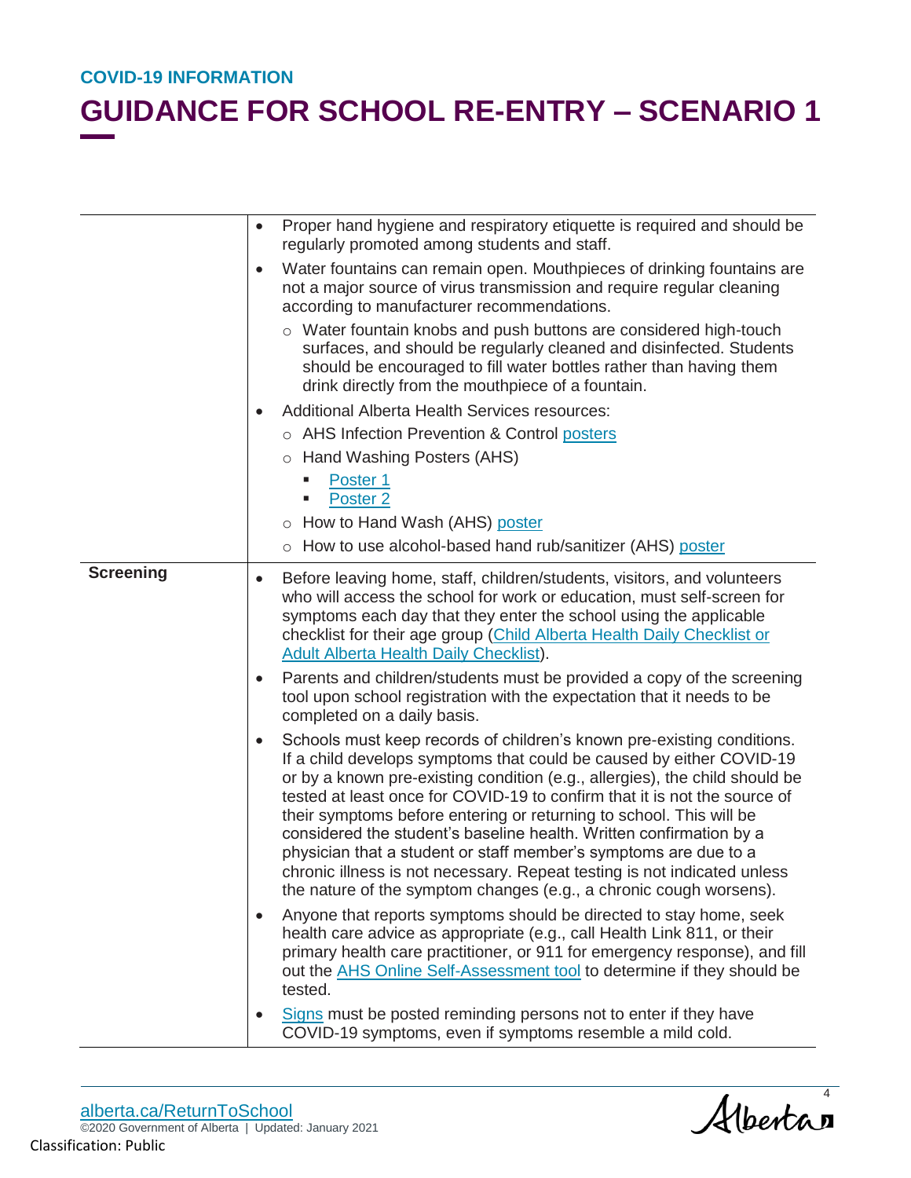**COVID-19 INFORMATION**

# GUIDANCE FOR SCHOOL RE-ENTRY – SCENARIO 1

| | |
|---|---|
| | • Proper hand hygiene and respiratory etiquette is required and should be regularly promoted among students and staff.<br>• Water fountains can remain open. Mouthpieces of drinking fountains are not a major source of virus transmission and require regular cleaning according to manufacturer recommendations.<br>&nbsp;&nbsp;○ Water fountain knobs and push buttons are considered high-touch surfaces, and should be regularly cleaned and disinfected. Students should be encouraged to fill water bottles rather than having them drink directly from the mouthpiece of a fountain.<br>• Additional Alberta Health Services resources:<br>&nbsp;&nbsp;○ AHS Infection Prevention & Control posters<br>&nbsp;&nbsp;○ Hand Washing Posters (AHS)<br>&nbsp;&nbsp;&nbsp;&nbsp;▪ Poster 1<br>&nbsp;&nbsp;&nbsp;&nbsp;▪ Poster 2<br>&nbsp;&nbsp;○ How to Hand Wash (AHS) poster<br>&nbsp;&nbsp;○ How to use alcohol-based hand rub/sanitizer (AHS) poster |
| **Screening** | • Before leaving home, staff, children/students, visitors, and volunteers who will access the school for work or education, must self-screen for symptoms each day that they enter the school using the applicable checklist for their age group (Child Alberta Health Daily Checklist or Adult Alberta Health Daily Checklist).<br>• Parents and children/students must be provided a copy of the screening tool upon school registration with the expectation that it needs to be completed on a daily basis.<br>• Schools must keep records of children's known pre-existing conditions. If a child develops symptoms that could be caused by either COVID-19 or by a known pre-existing condition (e.g., allergies), the child should be tested at least once for COVID-19 to confirm that it is not the source of their symptoms before entering or returning to school. This will be considered the student's baseline health. Written confirmation by a physician that a student or staff member's symptoms are due to a chronic illness is not necessary. Repeat testing is not indicated unless the nature of the symptom changes (e.g., a chronic cough worsens).<br>• Anyone that reports symptoms should be directed to stay home, seek health care advice as appropriate (e.g., call Health Link 811, or their primary health care practitioner, or 911 for emergency response), and fill out the AHS Online Self-Assessment tool to determine if they should be tested.<br>• Signs must be posted reminding persons not to enter if they have COVID-19 symptoms, even if symptoms resemble a mild cold. |

alberta.ca/ReturnToSchool
©2020 Government of Alberta | Updated: January 2021
Classification: Public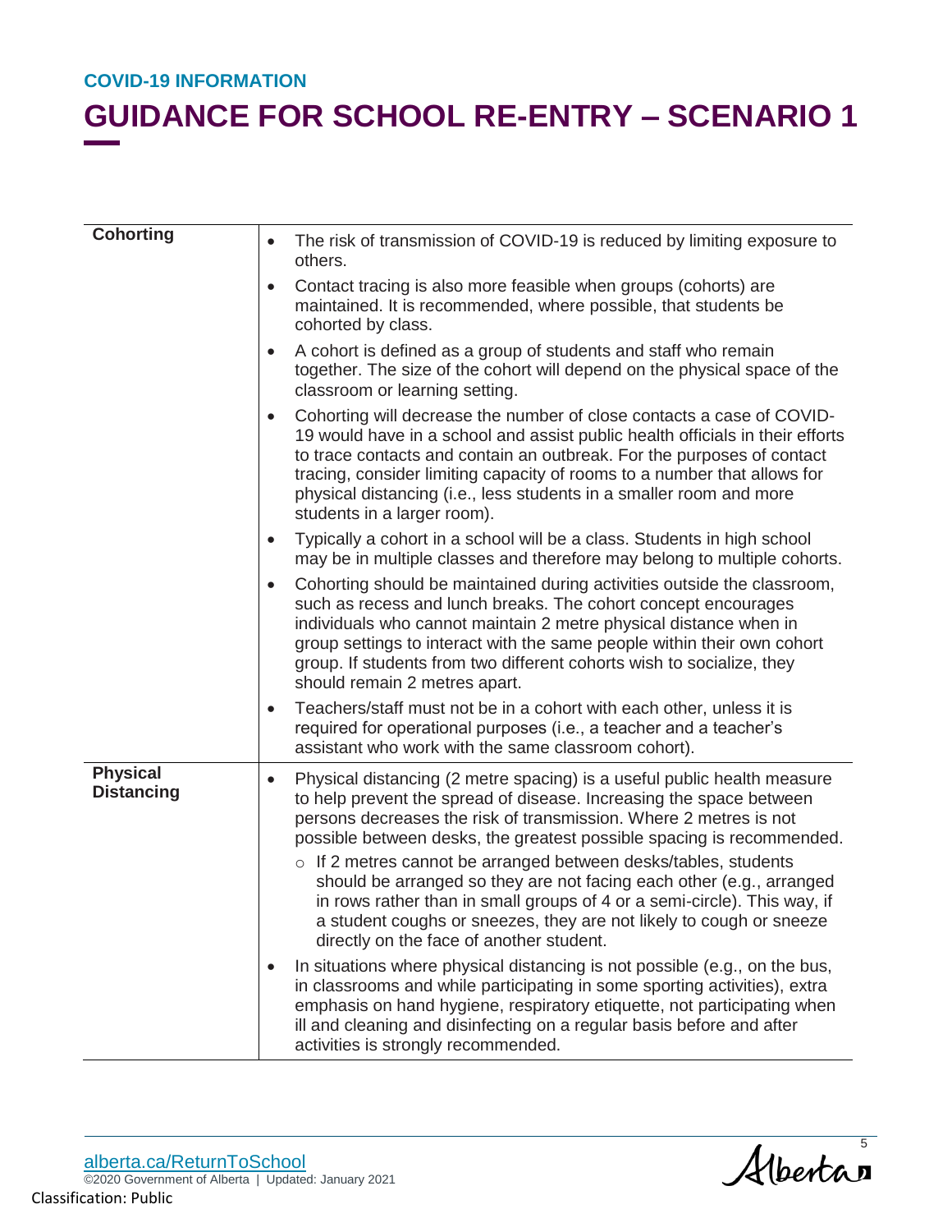| | |
|---|---|
| **Cohorting** | • The risk of transmission of COVID-19 is reduced by limiting exposure to others.<br>• Contact tracing is also more feasible when groups (cohorts) are maintained. It is recommended, where possible, that students be cohorted by class.<br>• A cohort is defined as a group of students and staff who remain together. The size of the cohort will depend on the physical space of the classroom or learning setting.<br>• Cohorting will decrease the number of close contacts a case of COVID-19 would have in a school and assist public health officials in their efforts to trace contacts and contain an outbreak. For the purposes of contact tracing, consider limiting capacity of rooms to a number that allows for physical distancing (i.e., less students in a smaller room and more students in a larger room).<br>• Typically a cohort in a school will be a class. Students in high school may be in multiple classes and therefore may belong to multiple cohorts.<br>• Cohorting should be maintained during activities outside the classroom, such as recess and lunch breaks. The cohort concept encourages individuals who cannot maintain 2 metre physical distance when in group settings to interact with the same people within their own cohort group. If students from two different cohorts wish to socialize, they should remain 2 metres apart.<br>• Teachers/staff must not be in a cohort with each other, unless it is required for operational purposes (i.e., a teacher and a teacher's assistant who work with the same classroom cohort). |
| **Physical Distancing** | • Physical distancing (2 metre spacing) is a useful public health measure to help prevent the spread of disease. Increasing the space between persons decreases the risk of transmission. Where 2 metres is not possible between desks, the greatest possible spacing is recommended.<br>&nbsp;&nbsp;&nbsp;&nbsp;○ If 2 metres cannot be arranged between desks/tables, students should be arranged so they are not facing each other (e.g., arranged in rows rather than in small groups of 4 or a semi-circle). This way, if a student coughs or sneezes, they are not likely to cough or sneeze directly on the face of another student.<br>• In situations where physical distancing is not possible (e.g., on the bus, in classrooms and while participating in some sporting activities), extra emphasis on hand hygiene, respiratory etiquette, not participating when ill and cleaning and disinfecting on a regular basis before and after activities is strongly recommended. |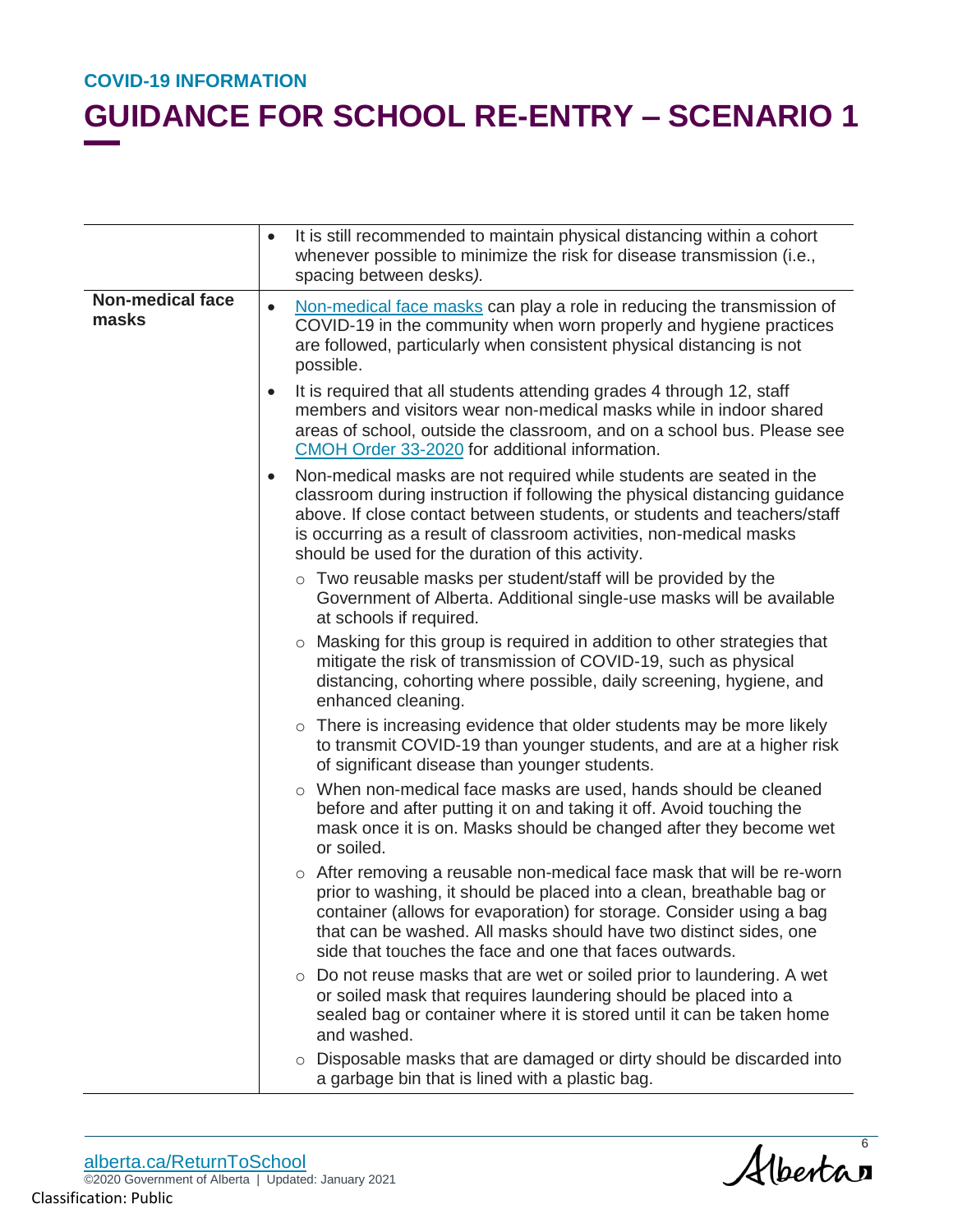| | |
|---|---|
| | • It is still recommended to maintain physical distancing within a cohort whenever possible to minimize the risk for disease transmission (i.e., spacing between desks*).* |
| **Non-medical face masks** | • [Non-medical face masks](#) can play a role in reducing the transmission of COVID-19 in the community when worn properly and hygiene practices are followed, particularly when consistent physical distancing is not possible.<br>• It is required that all students attending grades 4 through 12, staff members and visitors wear non-medical masks while in indoor shared areas of school, outside the classroom, and on a school bus. Please see [CMOH Order 33-2020](#) for additional information.<br>• Non-medical masks are not required while students are seated in the classroom during instruction if following the physical distancing guidance above. If close contact between students, or students and teachers/staff is occurring as a result of classroom activities, non-medical masks should be used for the duration of this activity.<br>  ○ Two reusable masks per student/staff will be provided by the Government of Alberta. Additional single-use masks will be available at schools if required.<br>  ○ Masking for this group is required in addition to other strategies that mitigate the risk of transmission of COVID-19, such as physical distancing, cohorting where possible, daily screening, hygiene, and enhanced cleaning.<br>  ○ There is increasing evidence that older students may be more likely to transmit COVID-19 than younger students, and are at a higher risk of significant disease than younger students.<br>  ○ When non-medical face masks are used, hands should be cleaned before and after putting it on and taking it off. Avoid touching the mask once it is on. Masks should be changed after they become wet or soiled.<br>  ○ After removing a reusable non-medical face mask that will be re-worn prior to washing, it should be placed into a clean, breathable bag or container (allows for evaporation) for storage. Consider using a bag that can be washed. All masks should have two distinct sides, one side that touches the face and one that faces outwards.<br>  ○ Do not reuse masks that are wet or soiled prior to laundering. A wet or soiled mask that requires laundering should be placed into a sealed bag or container where it is stored until it can be taken home and washed.<br>  ○ Disposable masks that are damaged or dirty should be discarded into a garbage bin that is lined with a plastic bag. |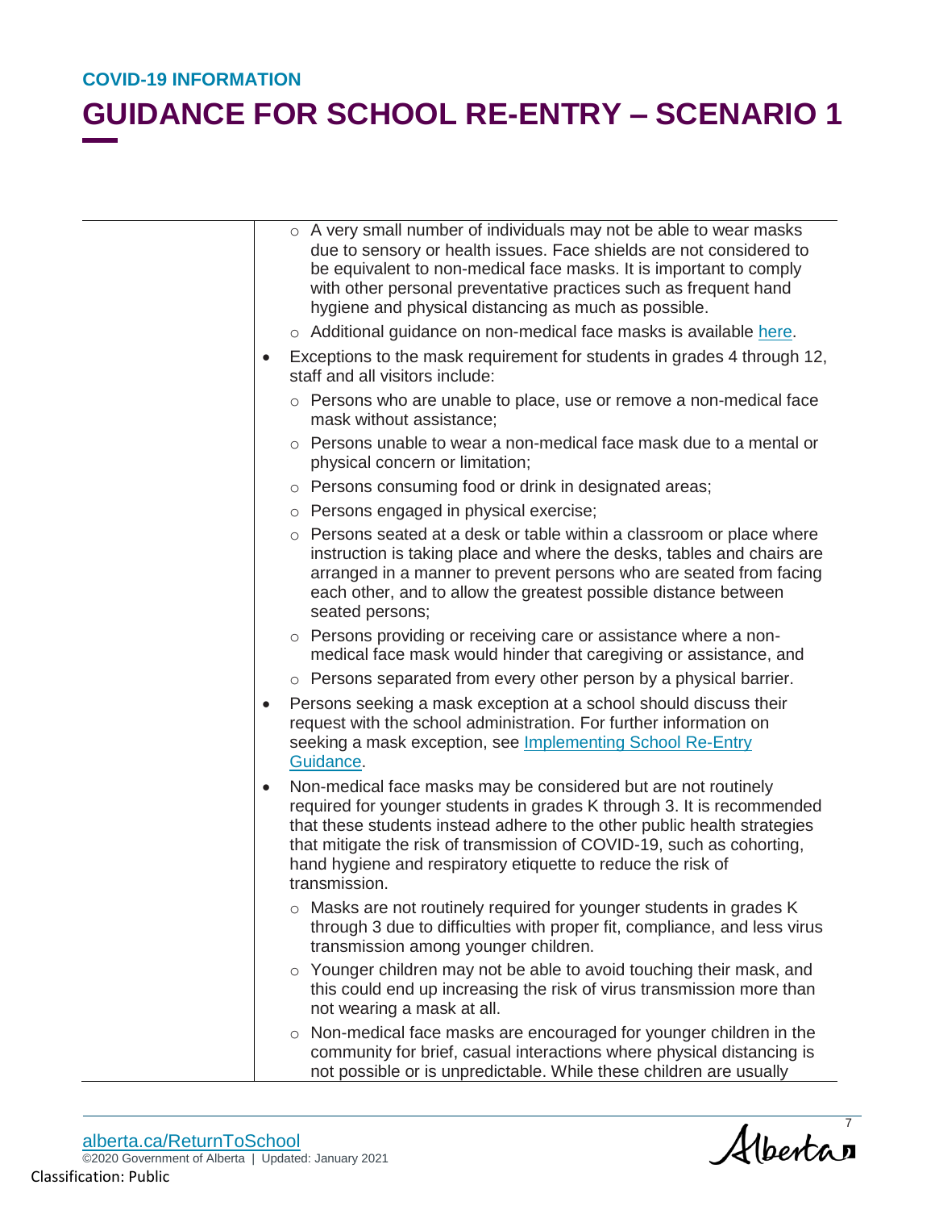# GUIDANCE FOR SCHOOL RE-ENTRY – SCENARIO 1

| | |
|---|---|
| | ○ A very small number of individuals may not be able to wear masks due to sensory or health issues. Face shields are not considered to be equivalent to non-medical face masks. It is important to comply with other personal preventative practices such as frequent hand hygiene and physical distancing as much as possible.<br>○ Additional guidance on non-medical face masks is available here.<br>• Exceptions to the mask requirement for students in grades 4 through 12, staff and all visitors include:<br>○ Persons who are unable to place, use or remove a non-medical face mask without assistance;<br>○ Persons unable to wear a non-medical face mask due to a mental or physical concern or limitation;<br>○ Persons consuming food or drink in designated areas;<br>○ Persons engaged in physical exercise;<br>○ Persons seated at a desk or table within a classroom or place where instruction is taking place and where the desks, tables and chairs are arranged in a manner to prevent persons who are seated from facing each other, and to allow the greatest possible distance between seated persons;<br>○ Persons providing or receiving care or assistance where a non-medical face mask would hinder that caregiving or assistance, and<br>○ Persons separated from every other person by a physical barrier.<br>• Persons seeking a mask exception at a school should discuss their request with the school administration. For further information on seeking a mask exception, see Implementing School Re-Entry Guidance.<br>• Non-medical face masks may be considered but are not routinely required for younger students in grades K through 3. It is recommended that these students instead adhere to the other public health strategies that mitigate the risk of transmission of COVID-19, such as cohorting, hand hygiene and respiratory etiquette to reduce the risk of transmission.<br>○ Masks are not routinely required for younger students in grades K through 3 due to difficulties with proper fit, compliance, and less virus transmission among younger children.<br>○ Younger children may not be able to avoid touching their mask, and this could end up increasing the risk of virus transmission more than not wearing a mask at all.<br>○ Non-medical face masks are encouraged for younger children in the community for brief, casual interactions where physical distancing is not possible or is unpredictable. While these children are usually |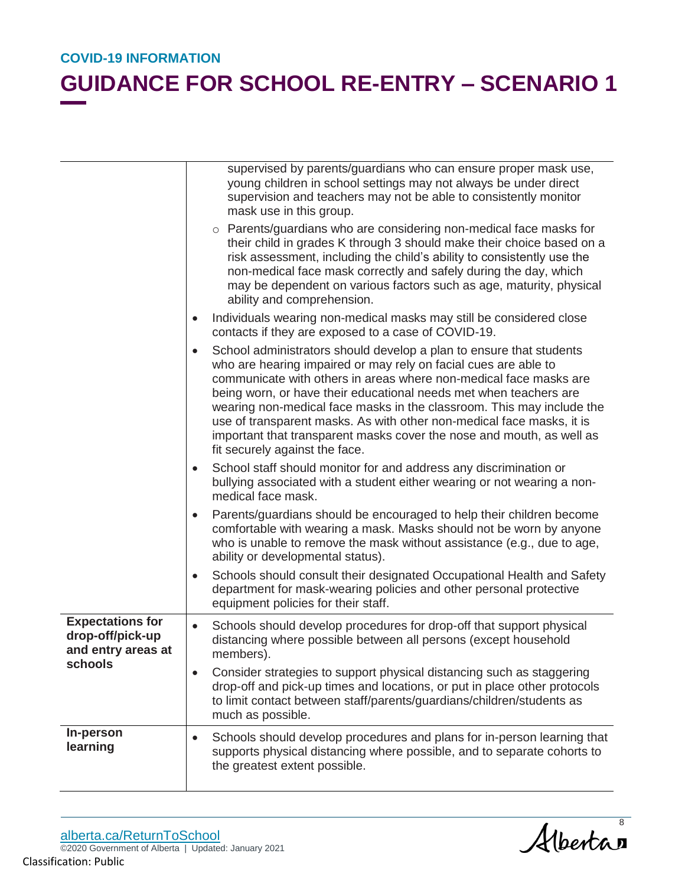COVID-19 INFORMATION

# GUIDANCE FOR SCHOOL RE-ENTRY – SCENARIO 1

| | |
|---|---|
| | supervised by parents/guardians who can ensure proper mask use, young children in school settings may not always be under direct supervision and teachers may not be able to consistently monitor mask use in this group.<br>◦ Parents/guardians who are considering non-medical face masks for their child in grades K through 3 should make their choice based on a risk assessment, including the child's ability to consistently use the non-medical face mask correctly and safely during the day, which may be dependent on various factors such as age, maturity, physical ability and comprehension.<br>• Individuals wearing non-medical masks may still be considered close contacts if they are exposed to a case of COVID-19.<br>• School administrators should develop a plan to ensure that students who are hearing impaired or may rely on facial cues are able to communicate with others in areas where non-medical face masks are being worn, or have their educational needs met when teachers are wearing non-medical face masks in the classroom. This may include the use of transparent masks. As with other non-medical face masks, it is important that transparent masks cover the nose and mouth, as well as fit securely against the face.<br>• School staff should monitor for and address any discrimination or bullying associated with a student either wearing or not wearing a non-medical face mask.<br>• Parents/guardians should be encouraged to help their children become comfortable with wearing a mask. Masks should not be worn by anyone who is unable to remove the mask without assistance (e.g., due to age, ability or developmental status).<br>• Schools should consult their designated Occupational Health and Safety department for mask-wearing policies and other personal protective equipment policies for their staff. |
| **Expectations for drop-off/pick-up and entry areas at schools** | • Schools should develop procedures for drop-off that support physical distancing where possible between all persons (except household members).<br>• Consider strategies to support physical distancing such as staggering drop-off and pick-up times and locations, or put in place other protocols to limit contact between staff/parents/guardians/children/students as much as possible. |
| **In-person learning** | • Schools should develop procedures and plans for in-person learning that supports physical distancing where possible, and to separate cohorts to the greatest extent possible. |

alberta.ca/ReturnToSchool
©2020 Government of Alberta | Updated: January 2021
Classification: Public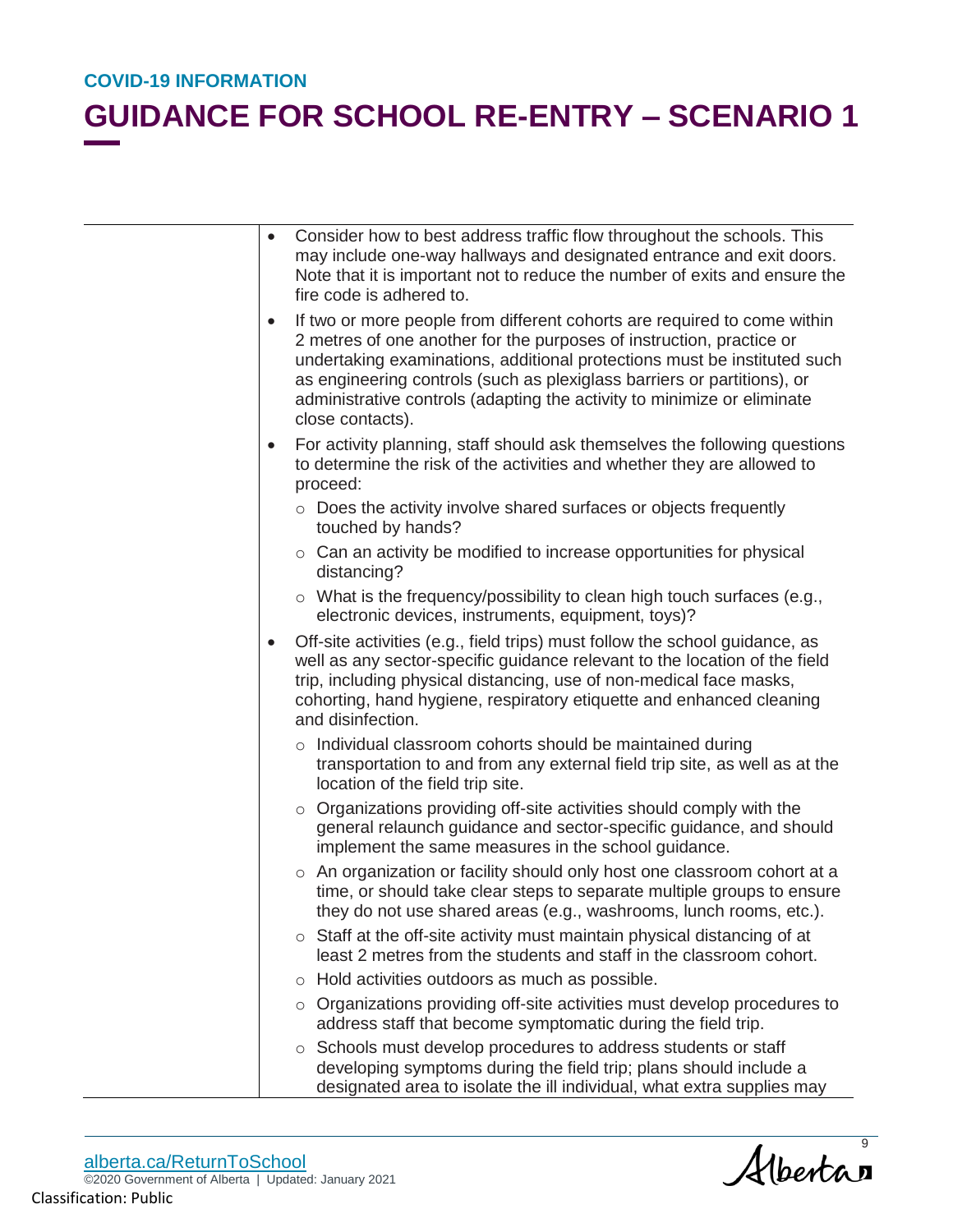| | |
|---|---|
| | <ul><li>Consider how to best address traffic flow throughout the schools. This may include one-way hallways and designated entrance and exit doors. Note that it is important not to reduce the number of exits and ensure the fire code is adhered to.</li><li>If two or more people from different cohorts are required to come within 2 metres of one another for the purposes of instruction, practice or undertaking examinations, additional protections must be instituted such as engineering controls (such as plexiglass barriers or partitions), or administrative controls (adapting the activity to minimize or eliminate close contacts).</li><li>For activity planning, staff should ask themselves the following questions to determine the risk of the activities and whether they are allowed to proceed:<ul><li>Does the activity involve shared surfaces or objects frequently touched by hands?</li><li>Can an activity be modified to increase opportunities for physical distancing?</li><li>What is the frequency/possibility to clean high touch surfaces (e.g., electronic devices, instruments, equipment, toys)?</li></ul></li><li>Off-site activities (e.g., field trips) must follow the school guidance, as well as any sector-specific guidance relevant to the location of the field trip, including physical distancing, use of non-medical face masks, cohorting, hand hygiene, respiratory etiquette and enhanced cleaning and disinfection.<ul><li>Individual classroom cohorts should be maintained during transportation to and from any external field trip site, as well as at the location of the field trip site.</li><li>Organizations providing off-site activities should comply with the general relaunch guidance and sector-specific guidance, and should implement the same measures in the school guidance.</li><li>An organization or facility should only host one classroom cohort at a time, or should take clear steps to separate multiple groups to ensure they do not use shared areas (e.g., washrooms, lunch rooms, etc.).</li><li>Staff at the off-site activity must maintain physical distancing of at least 2 metres from the students and staff in the classroom cohort.</li><li>Hold activities outdoors as much as possible.</li><li>Organizations providing off-site activities must develop procedures to address staff that become symptomatic during the field trip.</li><li>Schools must develop procedures to address students or staff developing symptoms during the field trip; plans should include a designated area to isolate the ill individual, what extra supplies may</li></ul></li></ul> |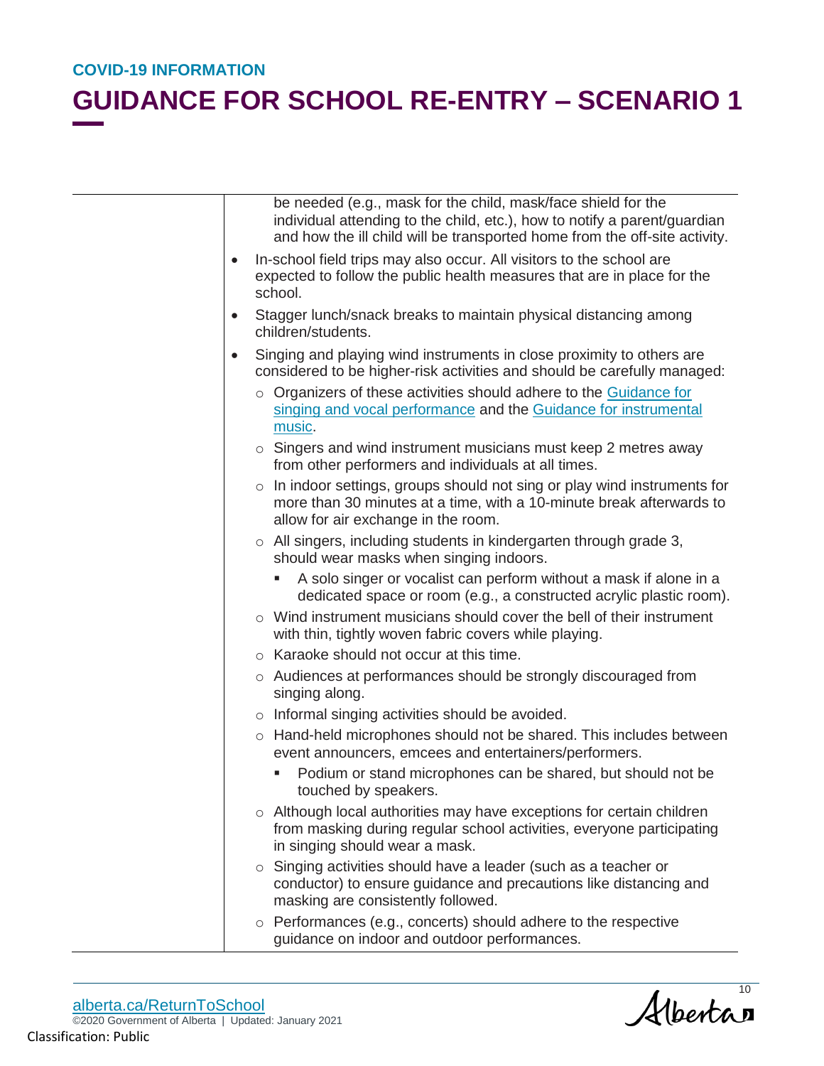be needed (e.g., mask for the child, mask/face shield for the individual attending to the child, etc.), how to notify a parent/guardian and how the ill child will be transported home from the off-site activity.

- In-school field trips may also occur. All visitors to the school are expected to follow the public health measures that are in place for the school.
- Stagger lunch/snack breaks to maintain physical distancing among children/students.
- Singing and playing wind instruments in close proximity to others are considered to be higher-risk activities and should be carefully managed:
  - Organizers of these activities should adhere to the Guidance for singing and vocal performance and the Guidance for instrumental music.
  - Singers and wind instrument musicians must keep 2 metres away from other performers and individuals at all times.
  - In indoor settings, groups should not sing or play wind instruments for more than 30 minutes at a time, with a 10-minute break afterwards to allow for air exchange in the room.
  - All singers, including students in kindergarten through grade 3, should wear masks when singing indoors.
    - A solo singer or vocalist can perform without a mask if alone in a dedicated space or room (e.g., a constructed acrylic plastic room).
  - Wind instrument musicians should cover the bell of their instrument with thin, tightly woven fabric covers while playing.
  - Karaoke should not occur at this time.
  - Audiences at performances should be strongly discouraged from singing along.
  - Informal singing activities should be avoided.
  - Hand-held microphones should not be shared. This includes between event announcers, emcees and entertainers/performers.
    - Podium or stand microphones can be shared, but should not be touched by speakers.
  - Although local authorities may have exceptions for certain children from masking during regular school activities, everyone participating in singing should wear a mask.
  - Singing activities should have a leader (such as a teacher or conductor) to ensure guidance and precautions like distancing and masking are consistently followed.
  - Performances (e.g., concerts) should adhere to the respective guidance on indoor and outdoor performances.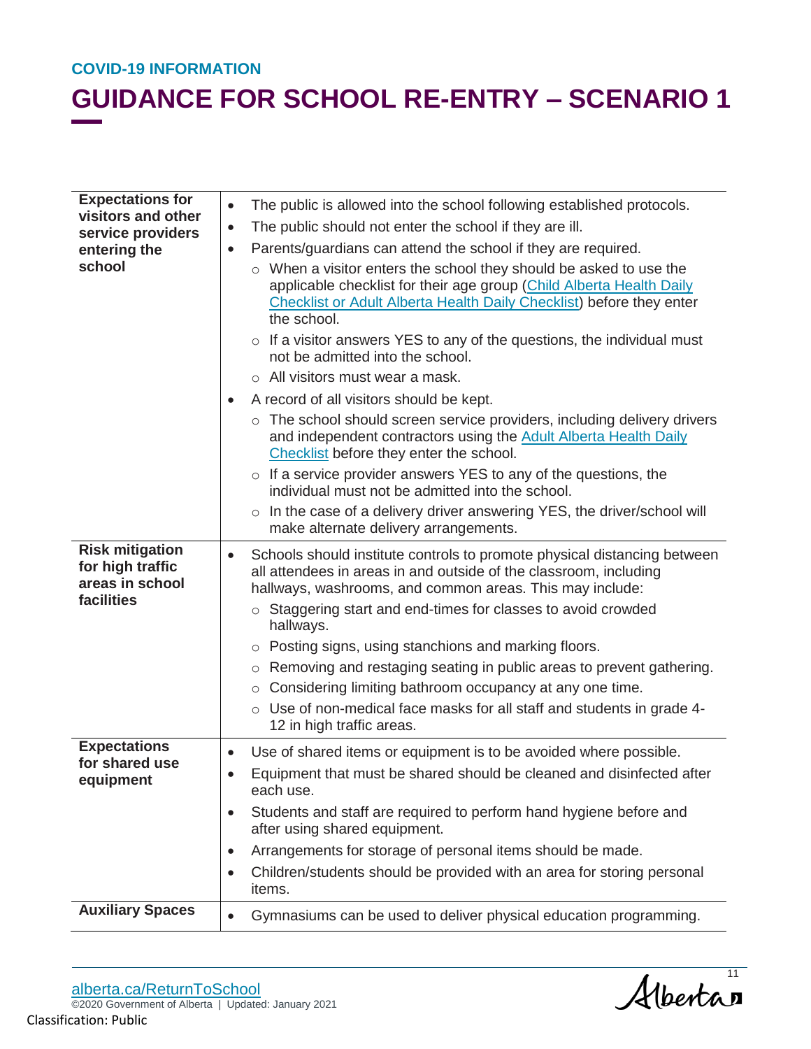COVID-19 INFORMATION

# GUIDANCE FOR SCHOOL RE-ENTRY – SCENARIO 1

| | |
|---|---|
| **Expectations for visitors and other service providers entering the school** | • The public is allowed into the school following established protocols.<br>• The public should not enter the school if they are ill.<br>• Parents/guardians can attend the school if they are required.<br>  ○ When a visitor enters the school they should be asked to use the applicable checklist for their age group (Child Alberta Health Daily Checklist or Adult Alberta Health Daily Checklist) before they enter the school.<br>  ○ If a visitor answers YES to any of the questions, the individual must not be admitted into the school.<br>  ○ All visitors must wear a mask.<br>• A record of all visitors should be kept.<br>  ○ The school should screen service providers, including delivery drivers and independent contractors using the Adult Alberta Health Daily Checklist before they enter the school.<br>  ○ If a service provider answers YES to any of the questions, the individual must not be admitted into the school.<br>  ○ In the case of a delivery driver answering YES, the driver/school will make alternate delivery arrangements. |
| **Risk mitigation for high traffic areas in school facilities** | • Schools should institute controls to promote physical distancing between all attendees in areas in and outside of the classroom, including hallways, washrooms, and common areas. This may include:<br>  ○ Staggering start and end-times for classes to avoid crowded hallways.<br>  ○ Posting signs, using stanchions and marking floors.<br>  ○ Removing and restaging seating in public areas to prevent gathering.<br>  ○ Considering limiting bathroom occupancy at any one time.<br>  ○ Use of non-medical face masks for all staff and students in grade 4-12 in high traffic areas. |
| **Expectations for shared use equipment** | • Use of shared items or equipment is to be avoided where possible.<br>• Equipment that must be shared should be cleaned and disinfected after each use.<br>• Students and staff are required to perform hand hygiene before and after using shared equipment.<br>• Arrangements for storage of personal items should be made.<br>• Children/students should be provided with an area for storing personal items. |
| **Auxiliary Spaces** | • Gymnasiums can be used to deliver physical education programming. |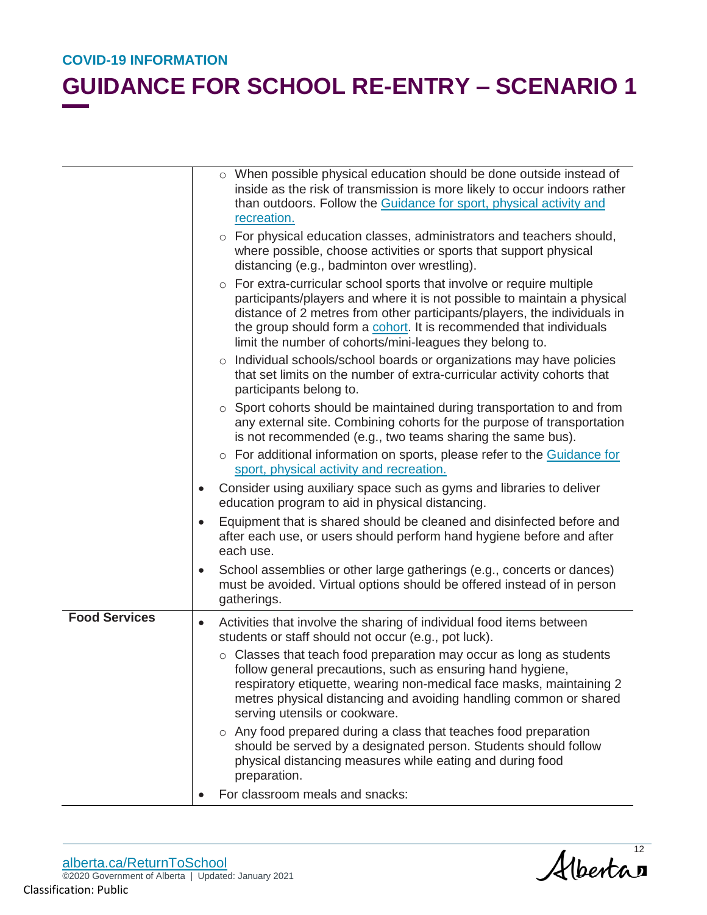| | |
|---|---|
| | ○ When possible physical education should be done outside instead of inside as the risk of transmission is more likely to occur indoors rather than outdoors. Follow the Guidance for sport, physical activity and recreation.<br>○ For physical education classes, administrators and teachers should, where possible, choose activities or sports that support physical distancing (e.g., badminton over wrestling).<br>○ For extra-curricular school sports that involve or require multiple participants/players and where it is not possible to maintain a physical distance of 2 metres from other participants/players, the individuals in the group should form a cohort. It is recommended that individuals limit the number of cohorts/mini-leagues they belong to.<br>○ Individual schools/school boards or organizations may have policies that set limits on the number of extra-curricular activity cohorts that participants belong to.<br>○ Sport cohorts should be maintained during transportation to and from any external site. Combining cohorts for the purpose of transportation is not recommended (e.g., two teams sharing the same bus).<br>○ For additional information on sports, please refer to the Guidance for sport, physical activity and recreation.<br>• Consider using auxiliary space such as gyms and libraries to deliver education program to aid in physical distancing.<br>• Equipment that is shared should be cleaned and disinfected before and after each use, or users should perform hand hygiene before and after each use.<br>• School assemblies or other large gatherings (e.g., concerts or dances) must be avoided. Virtual options should be offered instead of in person gatherings. |
| **Food Services** | • Activities that involve the sharing of individual food items between students or staff should not occur (e.g., pot luck).<br>○ Classes that teach food preparation may occur as long as students follow general precautions, such as ensuring hand hygiene, respiratory etiquette, wearing non-medical face masks, maintaining 2 metres physical distancing and avoiding handling common or shared serving utensils or cookware.<br>○ Any food prepared during a class that teaches food preparation should be served by a designated person. Students should follow physical distancing measures while eating and during food preparation.<br>• For classroom meals and snacks: |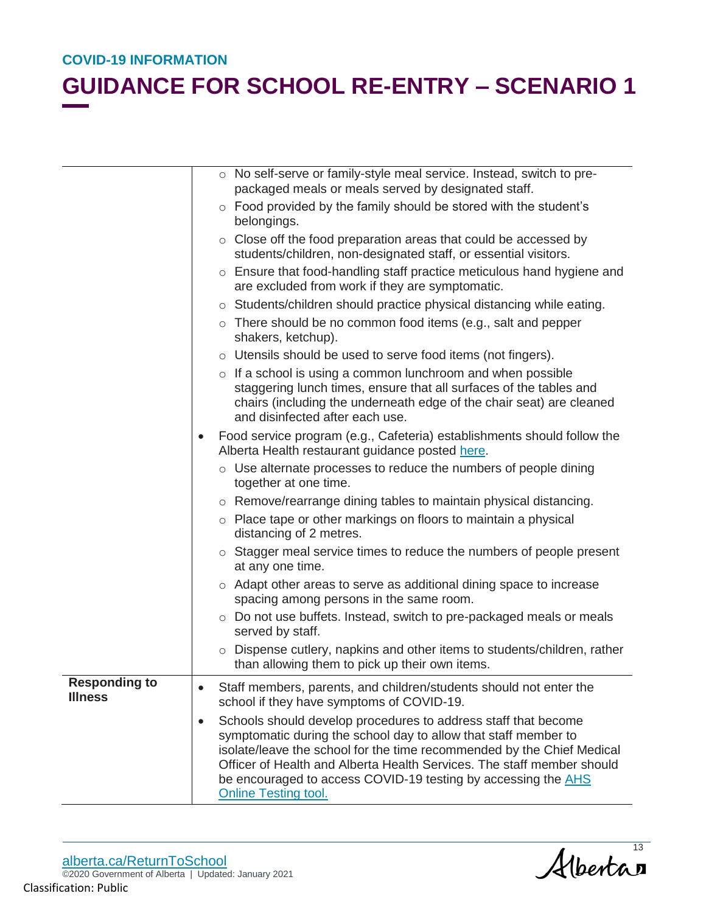| | |
|---|---|
| | ○ No self-serve or family-style meal service. Instead, switch to pre-packaged meals or meals served by designated staff.<br>○ Food provided by the family should be stored with the student's belongings.<br>○ Close off the food preparation areas that could be accessed by students/children, non-designated staff, or essential visitors.<br>○ Ensure that food-handling staff practice meticulous hand hygiene and are excluded from work if they are symptomatic.<br>○ Students/children should practice physical distancing while eating.<br>○ There should be no common food items (e.g., salt and pepper shakers, ketchup).<br>○ Utensils should be used to serve food items (not fingers).<br>○ If a school is using a common lunchroom and when possible staggering lunch times, ensure that all surfaces of the tables and chairs (including the underneath edge of the chair seat) are cleaned and disinfected after each use.<br>• Food service program (e.g., Cafeteria) establishments should follow the Alberta Health restaurant guidance posted [here](here).<br>○ Use alternate processes to reduce the numbers of people dining together at one time.<br>○ Remove/rearrange dining tables to maintain physical distancing.<br>○ Place tape or other markings on floors to maintain a physical distancing of 2 metres.<br>○ Stagger meal service times to reduce the numbers of people present at any one time.<br>○ Adapt other areas to serve as additional dining space to increase spacing among persons in the same room.<br>○ Do not use buffets. Instead, switch to pre-packaged meals or meals served by staff.<br>○ Dispense cutlery, napkins and other items to students/children, rather than allowing them to pick up their own items. |
| **Responding to Illness** | • Staff members, parents, and children/students should not enter the school if they have symptoms of COVID-19.<br>• Schools should develop procedures to address staff that become symptomatic during the school day to allow that staff member to isolate/leave the school for the time recommended by the Chief Medical Officer of Health and Alberta Health Services. The staff member should be encouraged to access COVID-19 testing by accessing the AHS Online Testing tool. |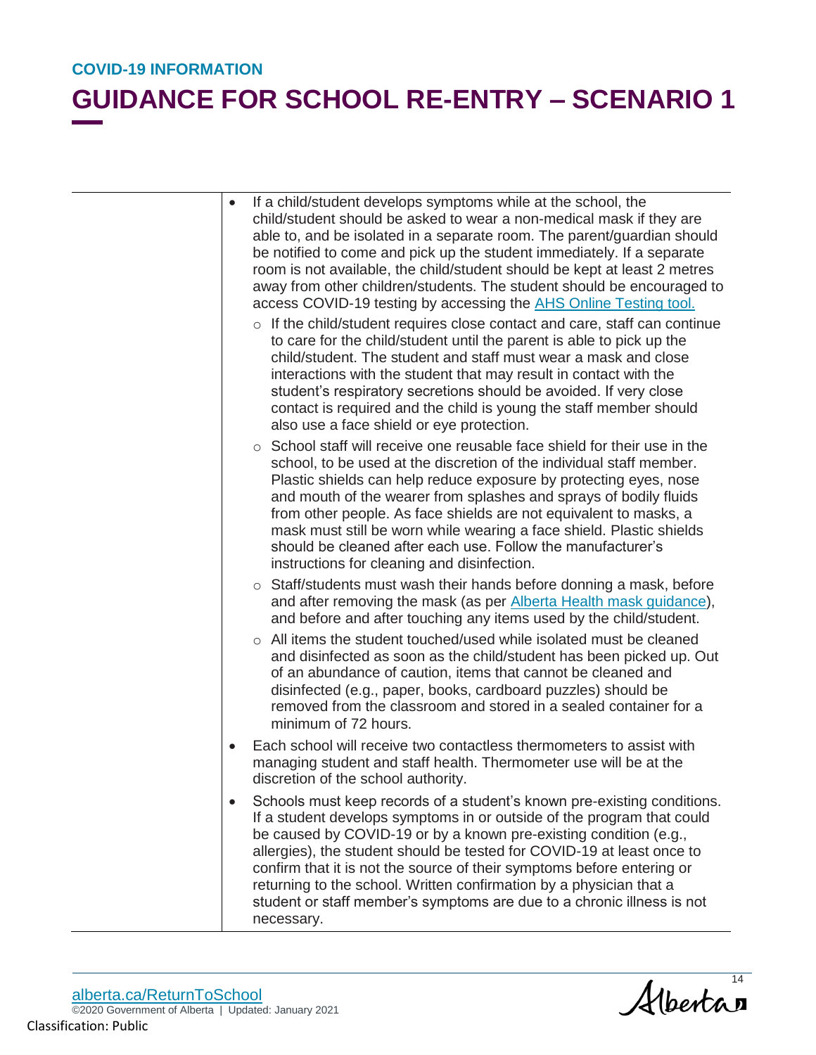- If a child/student develops symptoms while at the school, the child/student should be asked to wear a non-medical mask if they are able to, and be isolated in a separate room. The parent/guardian should be notified to come and pick up the student immediately. If a separate room is not available, the child/student should be kept at least 2 metres away from other children/students. The student should be encouraged to access COVID-19 testing by accessing the AHS Online Testing tool.
  - If the child/student requires close contact and care, staff can continue to care for the child/student until the parent is able to pick up the child/student. The student and staff must wear a mask and close interactions with the student that may result in contact with the student's respiratory secretions should be avoided. If very close contact is required and the child is young the staff member should also use a face shield or eye protection.
  - School staff will receive one reusable face shield for their use in the school, to be used at the discretion of the individual staff member. Plastic shields can help reduce exposure by protecting eyes, nose and mouth of the wearer from splashes and sprays of bodily fluids from other people. As face shields are not equivalent to masks, a mask must still be worn while wearing a face shield. Plastic shields should be cleaned after each use. Follow the manufacturer's instructions for cleaning and disinfection.
  - Staff/students must wash their hands before donning a mask, before and after removing the mask (as per Alberta Health mask guidance), and before and after touching any items used by the child/student.
  - All items the student touched/used while isolated must be cleaned and disinfected as soon as the child/student has been picked up. Out of an abundance of caution, items that cannot be cleaned and disinfected (e.g., paper, books, cardboard puzzles) should be removed from the classroom and stored in a sealed container for a minimum of 72 hours.
- Each school will receive two contactless thermometers to assist with managing student and staff health. Thermometer use will be at the discretion of the school authority.
- Schools must keep records of a student's known pre-existing conditions. If a student develops symptoms in or outside of the program that could be caused by COVID-19 or by a known pre-existing condition (e.g., allergies), the student should be tested for COVID-19 at least once to confirm that it is not the source of their symptoms before entering or returning to the school. Written confirmation by a physician that a student or staff member's symptoms are due to a chronic illness is not necessary.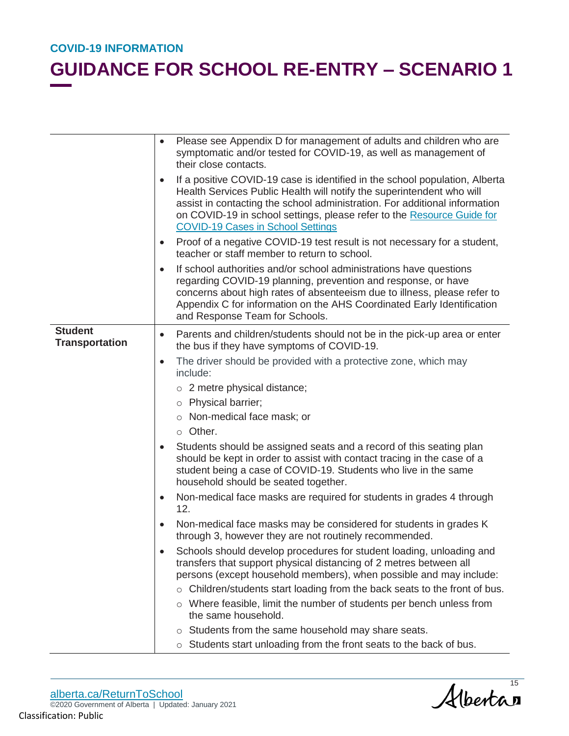**COVID-19 INFORMATION**

# GUIDANCE FOR SCHOOL RE-ENTRY – SCENARIO 1

| | |
|---|---|
| | • Please see Appendix D for management of adults and children who are symptomatic and/or tested for COVID-19, as well as management of their close contacts.<br>• If a positive COVID-19 case is identified in the school population, Alberta Health Services Public Health will notify the superintendent who will assist in contacting the school administration. For additional information on COVID-19 in school settings, please refer to the [Resource Guide for COVID-19 Cases in School Settings]()<br>• Proof of a negative COVID-19 test result is not necessary for a student, teacher or staff member to return to school.<br>• If school authorities and/or school administrations have questions regarding COVID-19 planning, prevention and response, or have concerns about high rates of absenteeism due to illness, please refer to Appendix C for information on the AHS Coordinated Early Identification and Response Team for Schools. |
| **Student Transportation** | • Parents and children/students should not be in the pick-up area or enter the bus if they have symptoms of COVID-19.<br>• The driver should be provided with a protective zone, which may include:<br>&nbsp;&nbsp;○ 2 metre physical distance;<br>&nbsp;&nbsp;○ Physical barrier;<br>&nbsp;&nbsp;○ Non-medical face mask; or<br>&nbsp;&nbsp;○ Other.<br>• Students should be assigned seats and a record of this seating plan should be kept in order to assist with contact tracing in the case of a student being a case of COVID-19. Students who live in the same household should be seated together.<br>• Non-medical face masks are required for students in grades 4 through 12.<br>• Non-medical face masks may be considered for students in grades K through 3, however they are not routinely recommended.<br>• Schools should develop procedures for student loading, unloading and transfers that support physical distancing of 2 metres between all persons (except household members), when possible and may include:<br>&nbsp;&nbsp;○ Children/students start loading from the back seats to the front of bus.<br>&nbsp;&nbsp;○ Where feasible, limit the number of students per bench unless from the same household.<br>&nbsp;&nbsp;○ Students from the same household may share seats.<br>&nbsp;&nbsp;○ Students start unloading from the front seats to the back of bus. |

alberta.ca/ReturnToSchool
©2020 Government of Alberta | Updated: January 2021
Classification: Public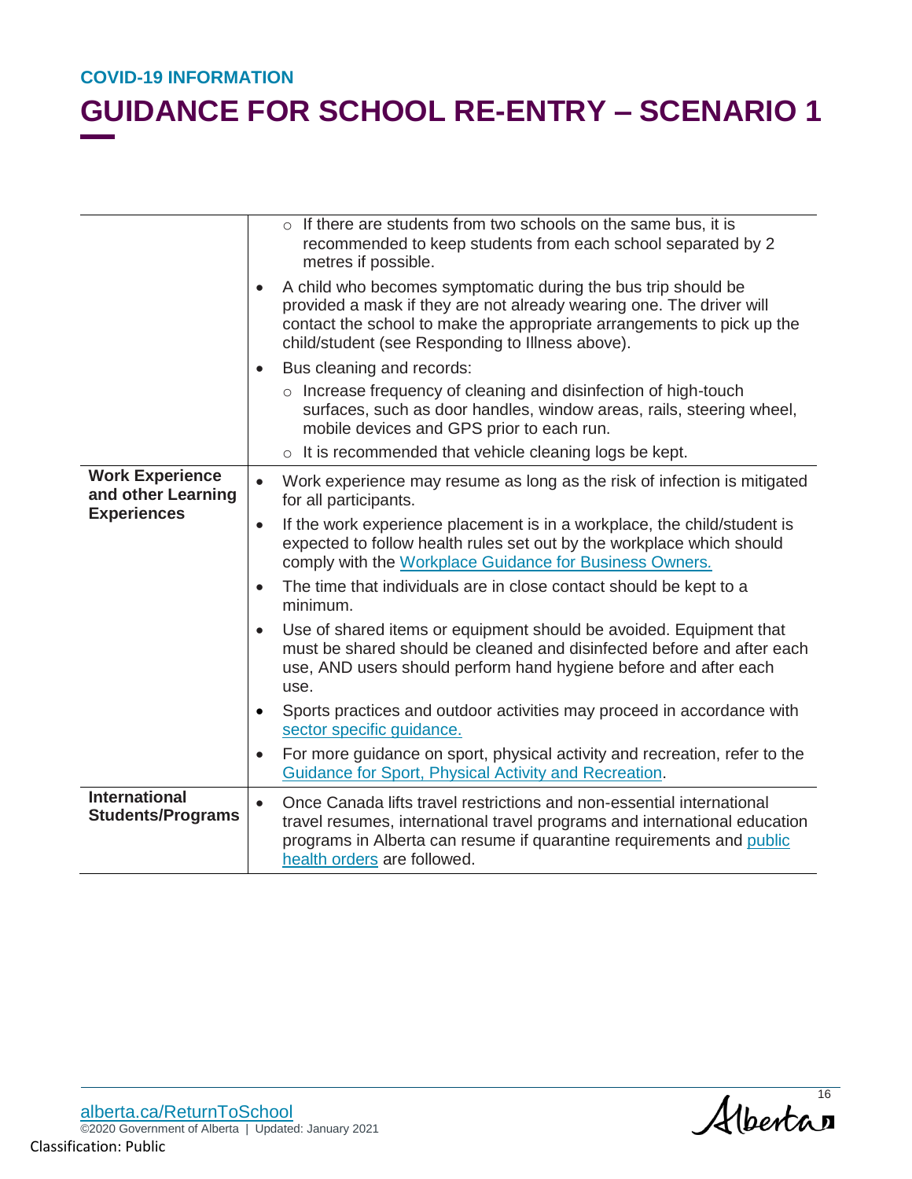| | |
|---|---|
| | ○ If there are students from two schools on the same bus, it is recommended to keep students from each school separated by 2 metres if possible.<br>• A child who becomes symptomatic during the bus trip should be provided a mask if they are not already wearing one. The driver will contact the school to make the appropriate arrangements to pick up the child/student (see Responding to Illness above).<br>• Bus cleaning and records:<br>○ Increase frequency of cleaning and disinfection of high-touch surfaces, such as door handles, window areas, rails, steering wheel, mobile devices and GPS prior to each run.<br>○ It is recommended that vehicle cleaning logs be kept. |
| **Work Experience and other Learning Experiences** | • Work experience may resume as long as the risk of infection is mitigated for all participants.<br>• If the work experience placement is in a workplace, the child/student is expected to follow health rules set out by the workplace which should comply with the Workplace Guidance for Business Owners.<br>• The time that individuals are in close contact should be kept to a minimum.<br>• Use of shared items or equipment should be avoided. Equipment that must be shared should be cleaned and disinfected before and after each use, AND users should perform hand hygiene before and after each use.<br>• Sports practices and outdoor activities may proceed in accordance with sector specific guidance.<br>• For more guidance on sport, physical activity and recreation, refer to the Guidance for Sport, Physical Activity and Recreation. |
| **International Students/Programs** | • Once Canada lifts travel restrictions and non-essential international travel resumes, international travel programs and international education programs in Alberta can resume if quarantine requirements and public health orders are followed. |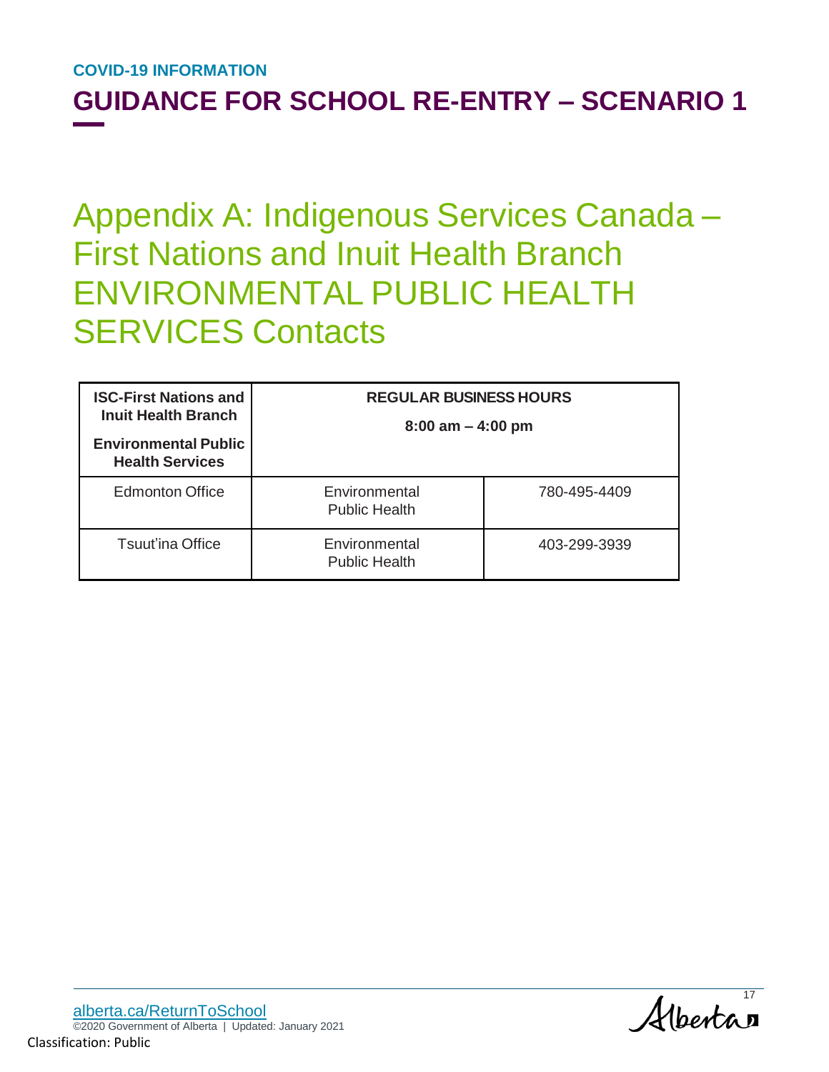# Appendix A: Indigenous Services Canada – First Nations and Inuit Health Branch ENVIRONMENTAL PUBLIC HEALTH SERVICES Contacts

| **ISC-First Nations and Inuit Health Branch**<br><br>**Environmental Public Health Services** | **REGULAR BUSINESS HOURS**<br><br>**8:00 am – 4:00 pm** | |
|---|---|---|
| Edmonton Office | Environmental Public Health | 780-495-4409 |
| Tsuut'ina Office | Environmental Public Health | 403-299-3939 |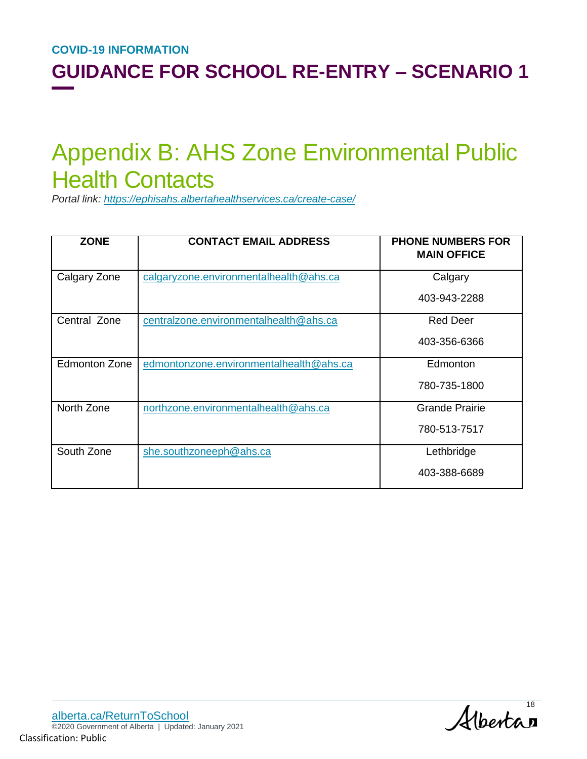# Appendix B: AHS Zone Environmental Public Health Contacts

*Portal link: https://ephisahs.albertahealthservices.ca/create-case/*

| ZONE | CONTACT EMAIL ADDRESS | PHONE NUMBERS FOR MAIN OFFICE |
|---|---|---|
| Calgary Zone | calgaryzone.environmentalhealth@ahs.ca | Calgary<br>403-943-2288 |
| Central Zone | centralzone.environmentalhealth@ahs.ca | Red Deer<br>403-356-6366 |
| Edmonton Zone | edmontonzone.environmentalhealth@ahs.ca | Edmonton<br>780-735-1800 |
| North Zone | northzone.environmentalhealth@ahs.ca | Grande Prairie<br>780-513-7517 |
| South Zone | she.southzoneeph@ahs.ca | Lethbridge<br>403-388-6689 |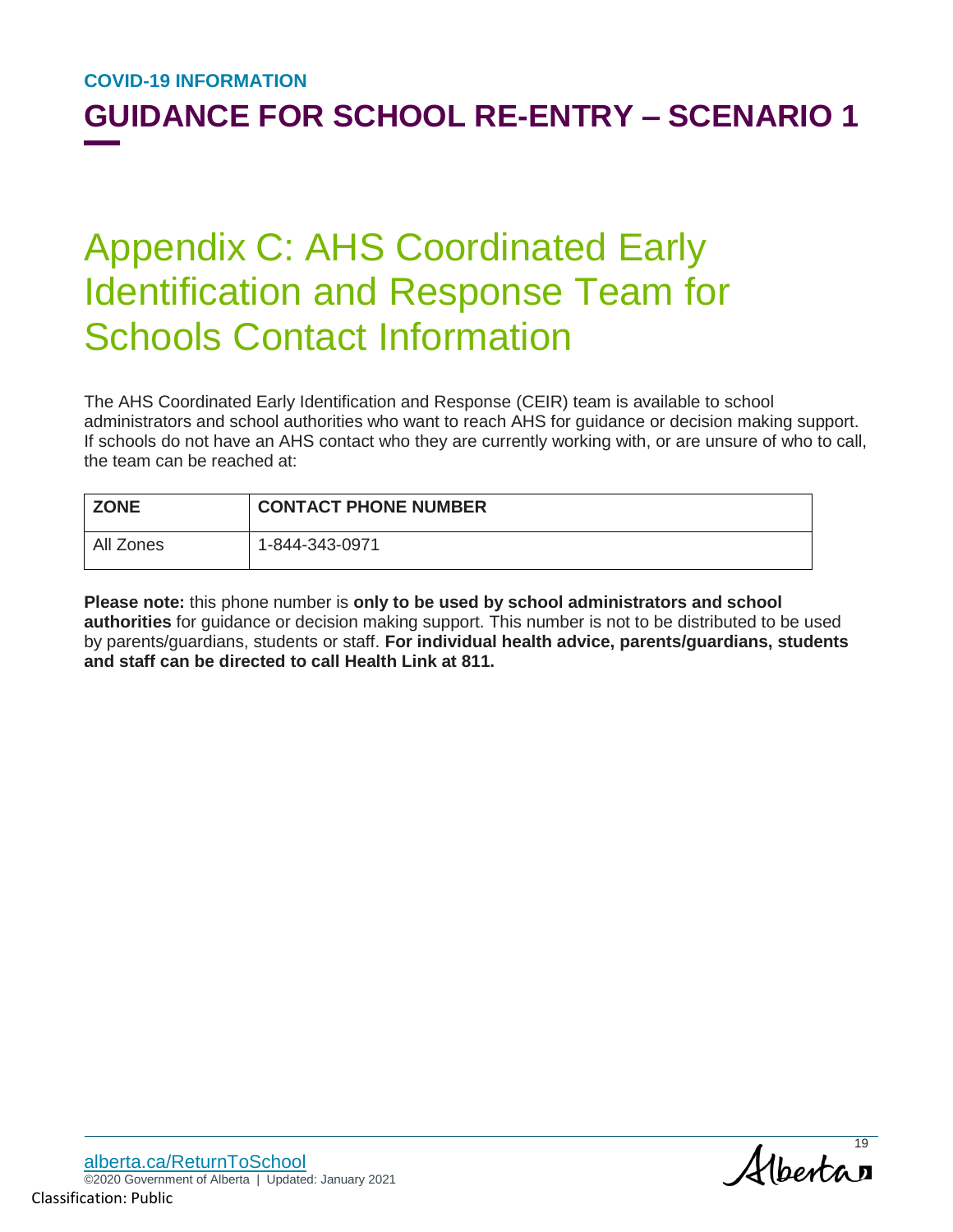# Appendix C: AHS Coordinated Early Identification and Response Team for Schools Contact Information

The AHS Coordinated Early Identification and Response (CEIR) team is available to school administrators and school authorities who want to reach AHS for guidance or decision making support. If schools do not have an AHS contact who they are currently working with, or are unsure of who to call, the team can be reached at:

| ZONE | CONTACT PHONE NUMBER |
| --- | --- |
| All Zones | 1-844-343-0971 |

**Please note:** this phone number is **only to be used by school administrators and school authorities** for guidance or decision making support. This number is not to be distributed to be used by parents/guardians, students or staff. **For individual health advice, parents/guardians, students and staff can be directed to call Health Link at 811.**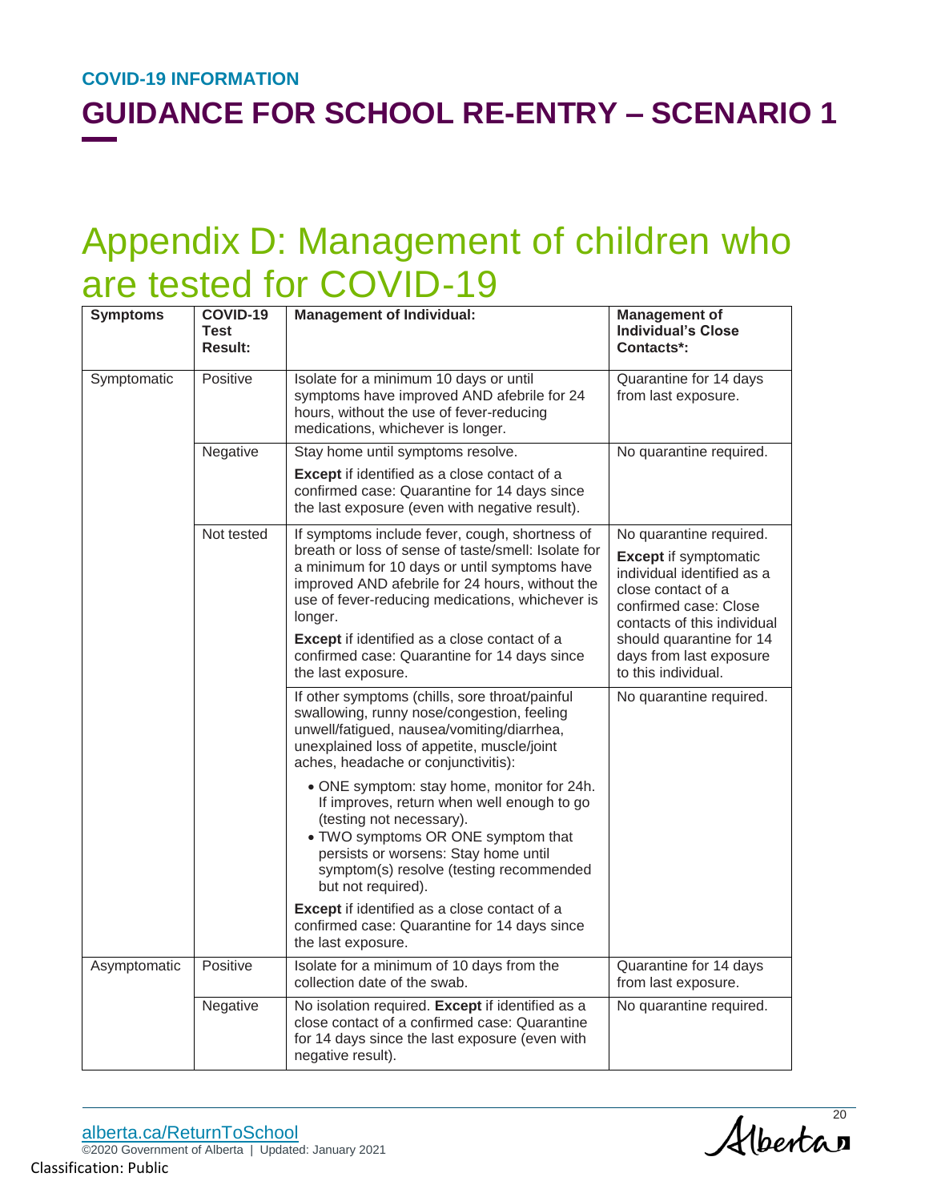COVID-19 INFORMATION

# GUIDANCE FOR SCHOOL RE-ENTRY – SCENARIO 1

## Appendix D: Management of children who are tested for COVID-19

| Symptoms | COVID-19 Test Result: | Management of Individual: | Management of Individual's Close Contacts*: |
|---|---|---|---|
| Symptomatic | Positive | Isolate for a minimum 10 days or until symptoms have improved AND afebrile for 24 hours, without the use of fever-reducing medications, whichever is longer. | Quarantine for 14 days from last exposure. |
| | Negative | Stay home until symptoms resolve.<br><br>**Except** if identified as a close contact of a confirmed case: Quarantine for 14 days since the last exposure (even with negative result). | No quarantine required. |
| | Not tested | If symptoms include fever, cough, shortness of breath or loss of sense of taste/smell: Isolate for a minimum for 10 days or until symptoms have improved AND afebrile for 24 hours, without the use of fever-reducing medications, whichever is longer.<br><br>**Except** if identified as a close contact of a confirmed case: Quarantine for 14 days since the last exposure. | No quarantine required.<br><br>**Except** if symptomatic individual identified as a close contact of a confirmed case: Close contacts of this individual should quarantine for 14 days from last exposure to this individual. |
| | | If other symptoms (chills, sore throat/painful swallowing, runny nose/congestion, feeling unwell/fatigued, nausea/vomiting/diarrhea, unexplained loss of appetite, muscle/joint aches, headache or conjunctivitis):<br><br>• ONE symptom: stay home, monitor for 24h. If improves, return when well enough to go (testing not necessary).<br>• TWO symptoms OR ONE symptom that persists or worsens: Stay home until symptom(s) resolve (testing recommended but not required).<br><br>**Except** if identified as a close contact of a confirmed case: Quarantine for 14 days since the last exposure. | No quarantine required. |
| Asymptomatic | Positive | Isolate for a minimum of 10 days from the collection date of the swab. | Quarantine for 14 days from last exposure. |
| | Negative | No isolation required. **Except** if identified as a close contact of a confirmed case: Quarantine for 14 days since the last exposure (even with negative result). | No quarantine required. |

alberta.ca/ReturnToSchool

©2020 Government of Alberta | Updated: January 2021

Classification: Public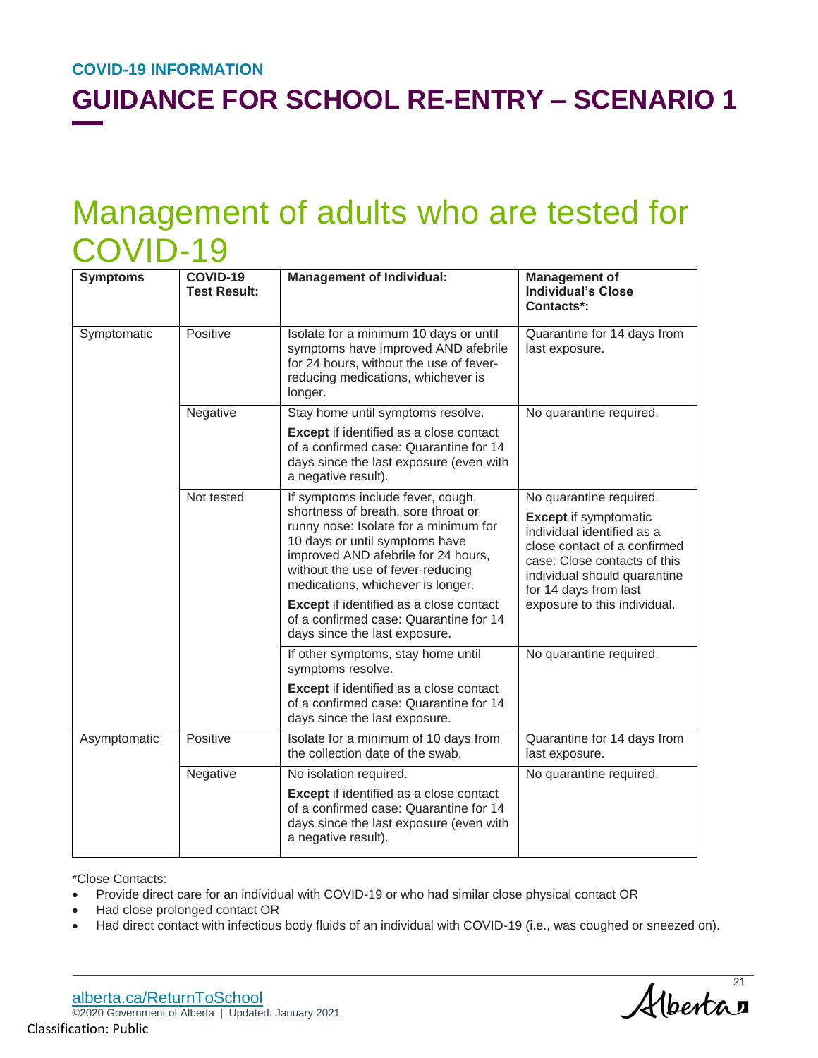**COVID-19 INFORMATION**

# GUIDANCE FOR SCHOOL RE-ENTRY – SCENARIO 1

## Management of adults who are tested for COVID-19

| Symptoms | COVID-19 Test Result: | Management of Individual: | Management of Individual's Close Contacts*: |
|---|---|---|---|
| Symptomatic | Positive | Isolate for a minimum 10 days or until symptoms have improved AND afebrile for 24 hours, without the use of fever-reducing medications, whichever is longer. | Quarantine for 14 days from last exposure. |
| | Negative | Stay home until symptoms resolve. **Except** if identified as a close contact of a confirmed case: Quarantine for 14 days since the last exposure (even with a negative result). | No quarantine required. |
| | Not tested | If symptoms include fever, cough, shortness of breath, sore throat or runny nose: Isolate for a minimum for 10 days or until symptoms have improved AND afebrile for 24 hours, without the use of fever-reducing medications, whichever is longer. **Except** if identified as a close contact of a confirmed case: Quarantine for 14 days since the last exposure. | No quarantine required. **Except** if symptomatic individual identified as a close contact of a confirmed case: Close contacts of this individual should quarantine for 14 days from last exposure to this individual. |
| | | If other symptoms, stay home until symptoms resolve. **Except** if identified as a close contact of a confirmed case: Quarantine for 14 days since the last exposure. | No quarantine required. |
| Asymptomatic | Positive | Isolate for a minimum of 10 days from the collection date of the swab. | Quarantine for 14 days from last exposure. |
| | Negative | No isolation required. **Except** if identified as a close contact of a confirmed case: Quarantine for 14 days since the last exposure (even with a negative result). | No quarantine required. |

*Close Contacts:

- Provide direct care for an individual with COVID-19 or who had similar close physical contact OR
- Had close prolonged contact OR
- Had direct contact with infectious body fluids of an individual with COVID-19 (i.e., was coughed or sneezed on).

alberta.ca/ReturnToSchool

©2020 Government of Alberta | Updated: January 2021

Classification: Public